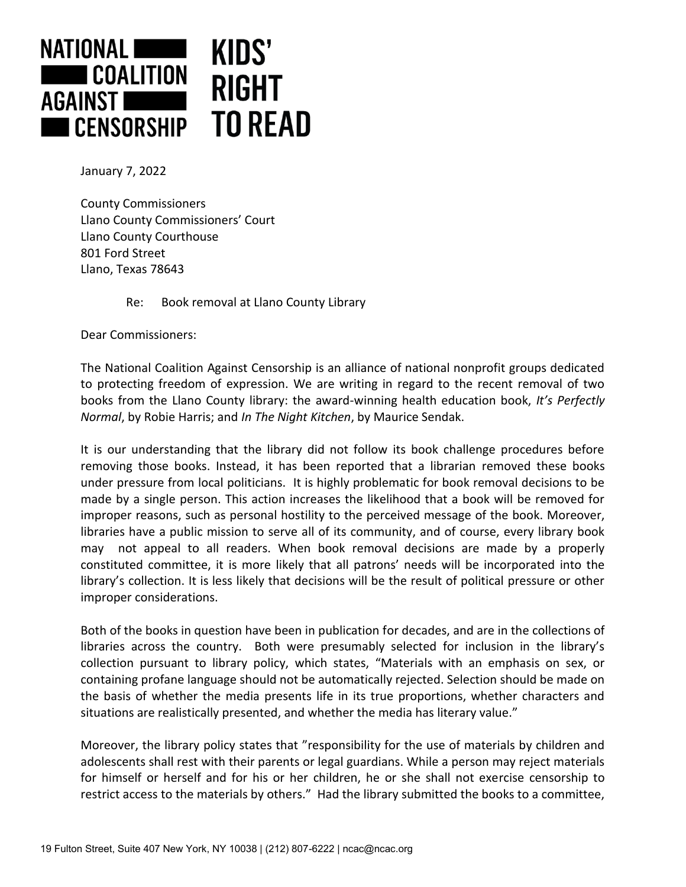NATIONAL COALITION AGAINST CENSORSHIP

KIDS' RIGHT TO READ

January 7, 2022

County Commissioners
Llano County Commissioners' Court
Llano County Courthouse
801 Ford Street
Llano, Texas 78643

Re: Book removal at Llano County Library

Dear Commissioners:

The National Coalition Against Censorship is an alliance of national nonprofit groups dedicated to protecting freedom of expression. We are writing in regard to the recent removal of two books from the Llano County library: the award-winning health education book, *It's Perfectly Normal*, by Robie Harris; and *In The Night Kitchen*, by Maurice Sendak.

It is our understanding that the library did not follow its book challenge procedures before removing those books. Instead, it has been reported that a librarian removed these books under pressure from local politicians. It is highly problematic for book removal decisions to be made by a single person. This action increases the likelihood that a book will be removed for improper reasons, such as personal hostility to the perceived message of the book. Moreover, libraries have a public mission to serve all of its community, and of course, every library book may not appeal to all readers. When book removal decisions are made by a properly constituted committee, it is more likely that all patrons' needs will be incorporated into the library's collection. It is less likely that decisions will be the result of political pressure or other improper considerations.

Both of the books in question have been in publication for decades, and are in the collections of libraries across the country. Both were presumably selected for inclusion in the library's collection pursuant to library policy, which states, "Materials with an emphasis on sex, or containing profane language should not be automatically rejected. Selection should be made on the basis of whether the media presents life in its true proportions, whether characters and situations are realistically presented, and whether the media has literary value."

Moreover, the library policy states that "responsibility for the use of materials by children and adolescents shall rest with their parents or legal guardians. While a person may reject materials for himself or herself and for his or her children, he or she shall not exercise censorship to restrict access to the materials by others." Had the library submitted the books to a committee,

19 Fulton Street, Suite 407 New York, NY 10038 | (212) 807-6222 | ncac@ncac.org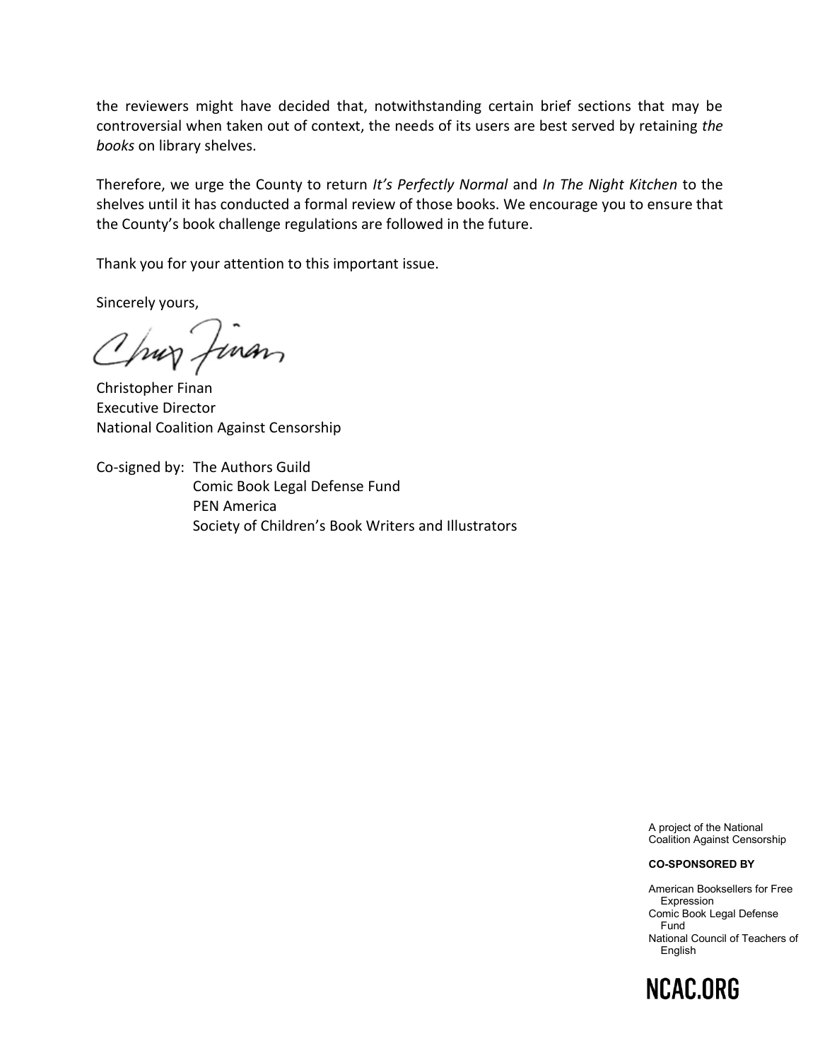the reviewers might have decided that, notwithstanding certain brief sections that may be controversial when taken out of context, the needs of its users are best served by retaining *the books* on library shelves.

Therefore, we urge the County to return *It's Perfectly Normal* and *In The Night Kitchen* to the shelves until it has conducted a formal review of those books. We encourage you to ensure that the County's book challenge regulations are followed in the future.

Thank you for your attention to this important issue.

Sincerely yours,

Christopher Finan
Executive Director
National Coalition Against Censorship

Co-signed by: The Authors Guild
Comic Book Legal Defense Fund
PEN America
Society of Children's Book Writers and Illustrators

A project of the National Coalition Against Censorship

**CO-SPONSORED BY**

American Booksellers for Free Expression
Comic Book Legal Defense Fund
National Council of Teachers of English

**NCAC.ORG**